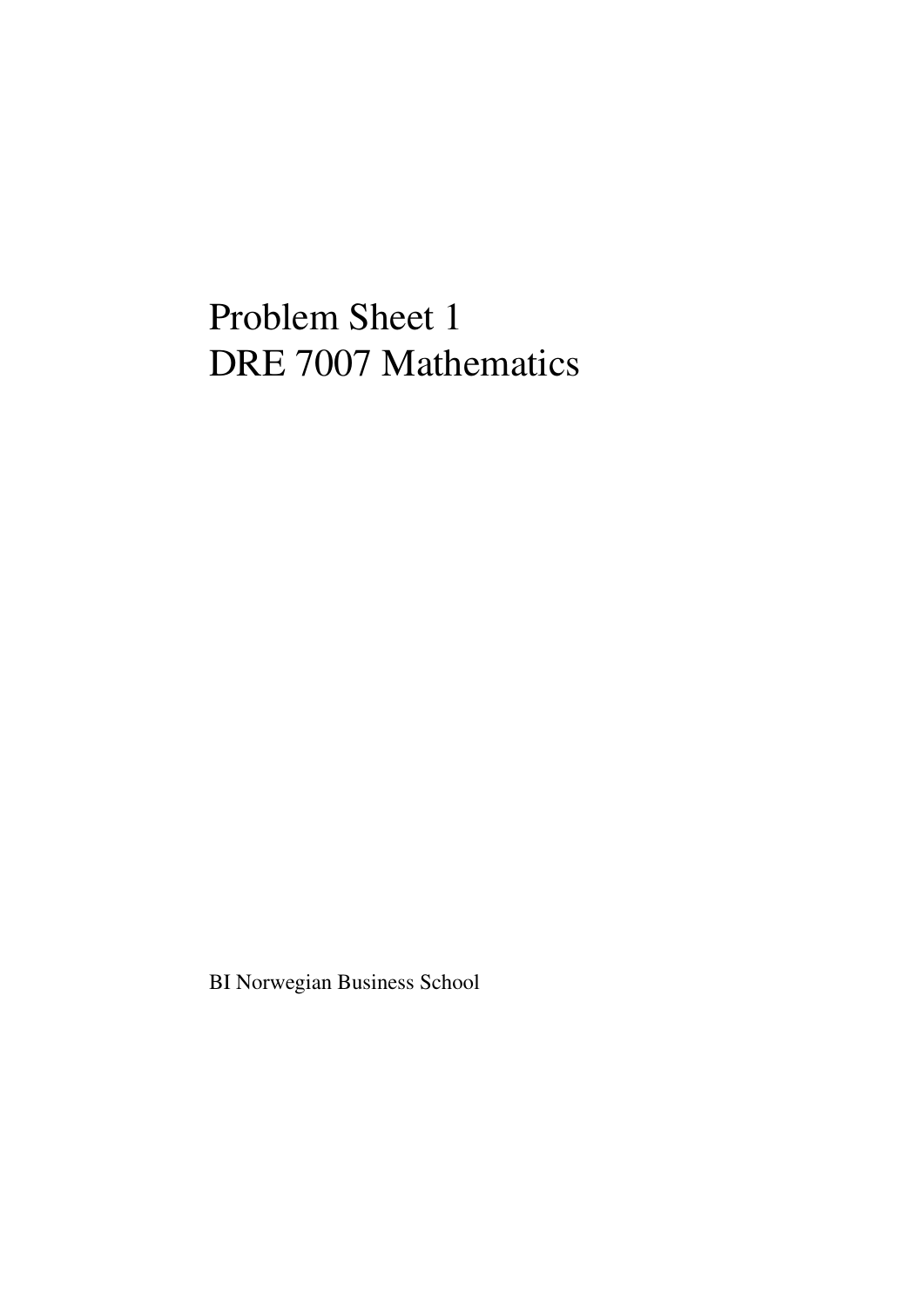# Problem Sheet 1
# DRE 7007 Mathematics

BI Norwegian Business School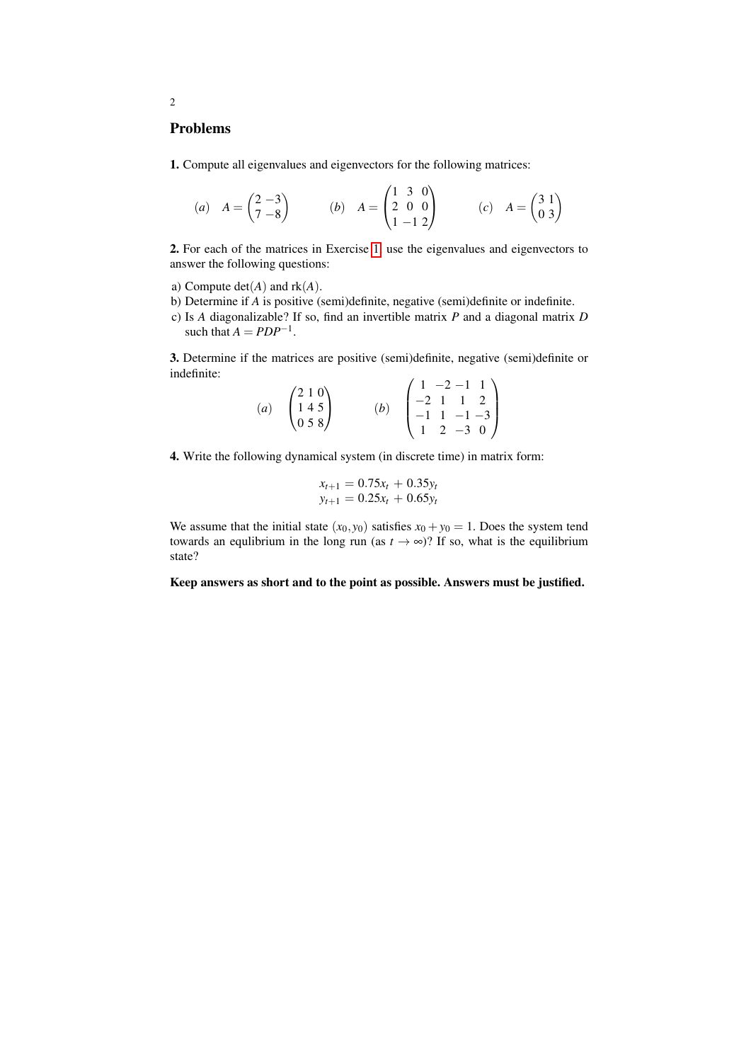## Problems

**1.** Compute all eigenvalues and eigenvectors for the following matrices:

$$(a) \quad A = \begin{pmatrix} 2 & -3 \\ 7 & -8 \end{pmatrix} \qquad (b) \quad A = \begin{pmatrix} 1 & 3 & 0 \\ 2 & 0 & 0 \\ 1 & -1 & 2 \end{pmatrix} \qquad (c) \quad A = \begin{pmatrix} 3 & 1 \\ 0 & 3 \end{pmatrix}$$

**2.** For each of the matrices in Exercise 1 use the eigenvalues and eigenvectors to answer the following questions:

a) Compute $\det(A)$ and $\text{rk}(A)$.
b) Determine if $A$ is positive (semi)definite, negative (semi)definite or indefinite.
c) Is $A$ diagonalizable? If so, find an invertible matrix $P$ and a diagonal matrix $D$ such that $A = PDP^{-1}$.

**3.** Determine if the matrices are positive (semi)definite, negative (semi)definite or indefinite:

$$(a) \quad \begin{pmatrix} 2 & 1 & 0 \\ 1 & 4 & 5 \\ 0 & 5 & 8 \end{pmatrix} \qquad (b) \quad \begin{pmatrix} 1 & -2 & -1 & 1 \\ -2 & 1 & 1 & 2 \\ -1 & 1 & -1 & -3 \\ 1 & 2 & -3 & 0 \end{pmatrix}$$

**4.** Write the following dynamical system (in discrete time) in matrix form:

$$\begin{aligned} x_{t+1} &= 0.75x_t + 0.35y_t \\ y_{t+1} &= 0.25x_t + 0.65y_t \end{aligned}$$

We assume that the initial state $(x_0, y_0)$ satisfies $x_0 + y_0 = 1$. Does the system tend towards an equlibrium in the long run (as $t \to \infty$)? If so, what is the equilibrium state?

**Keep answers as short and to the point as possible. Answers must be justified.**